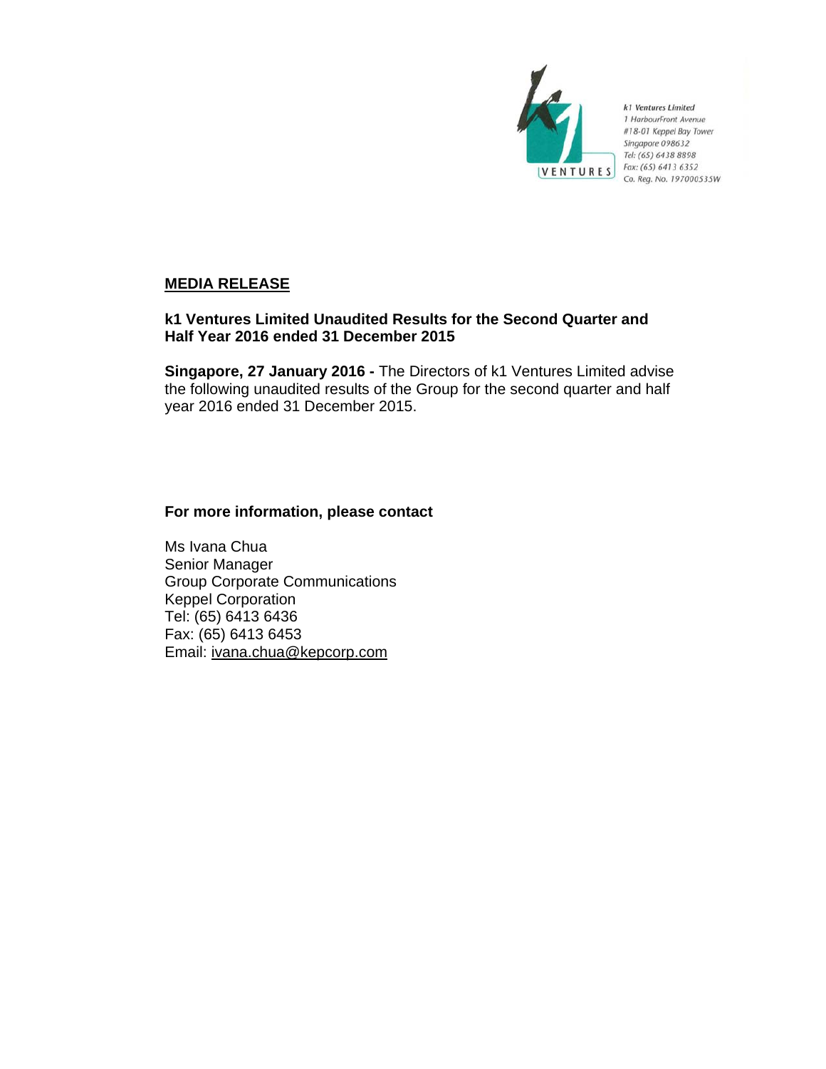k1 Ventures Limited
1 HarbourFront Avenue
#18-01 Keppel Bay Tower
Singapore 098632
Tel: (65) 6438 8898
Fax: (65) 6413 6352
Co. Reg. No. 197000535W

**MEDIA RELEASE**

**k1 Ventures Limited Unaudited Results for the Second Quarter and Half Year 2016 ended 31 December 2015**

**Singapore, 27 January 2016 -** The Directors of k1 Ventures Limited advise the following unaudited results of the Group for the second quarter and half year 2016 ended 31 December 2015.

**For more information, please contact**

Ms Ivana Chua
Senior Manager
Group Corporate Communications
Keppel Corporation
Tel: (65) 6413 6436
Fax: (65) 6413 6453
Email: ivana.chua@kepcorp.com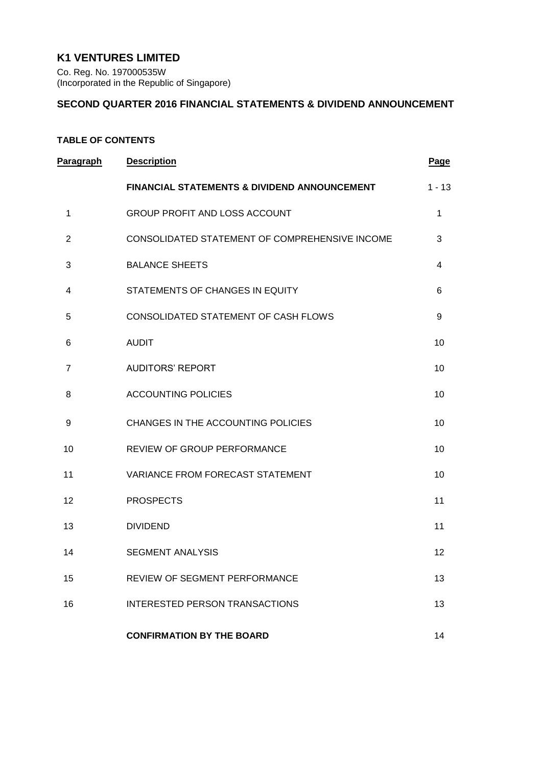# K1 VENTURES LIMITED

Co. Reg. No. 197000535W
(Incorporated in the Republic of Singapore)

## SECOND QUARTER 2016 FINANCIAL STATEMENTS & DIVIDEND ANNOUNCEMENT

### TABLE OF CONTENTS

| Paragraph | Description | Page |
|---|---|---|
| | **FINANCIAL STATEMENTS & DIVIDEND ANNOUNCEMENT** | 1 - 13 |
| 1 | GROUP PROFIT AND LOSS ACCOUNT | 1 |
| 2 | CONSOLIDATED STATEMENT OF COMPREHENSIVE INCOME | 3 |
| 3 | BALANCE SHEETS | 4 |
| 4 | STATEMENTS OF CHANGES IN EQUITY | 6 |
| 5 | CONSOLIDATED STATEMENT OF CASH FLOWS | 9 |
| 6 | AUDIT | 10 |
| 7 | AUDITORS' REPORT | 10 |
| 8 | ACCOUNTING POLICIES | 10 |
| 9 | CHANGES IN THE ACCOUNTING POLICIES | 10 |
| 10 | REVIEW OF GROUP PERFORMANCE | 10 |
| 11 | VARIANCE FROM FORECAST STATEMENT | 10 |
| 12 | PROSPECTS | 11 |
| 13 | DIVIDEND | 11 |
| 14 | SEGMENT ANALYSIS | 12 |
| 15 | REVIEW OF SEGMENT PERFORMANCE | 13 |
| 16 | INTERESTED PERSON TRANSACTIONS | 13 |
| | **CONFIRMATION BY THE BOARD** | 14 |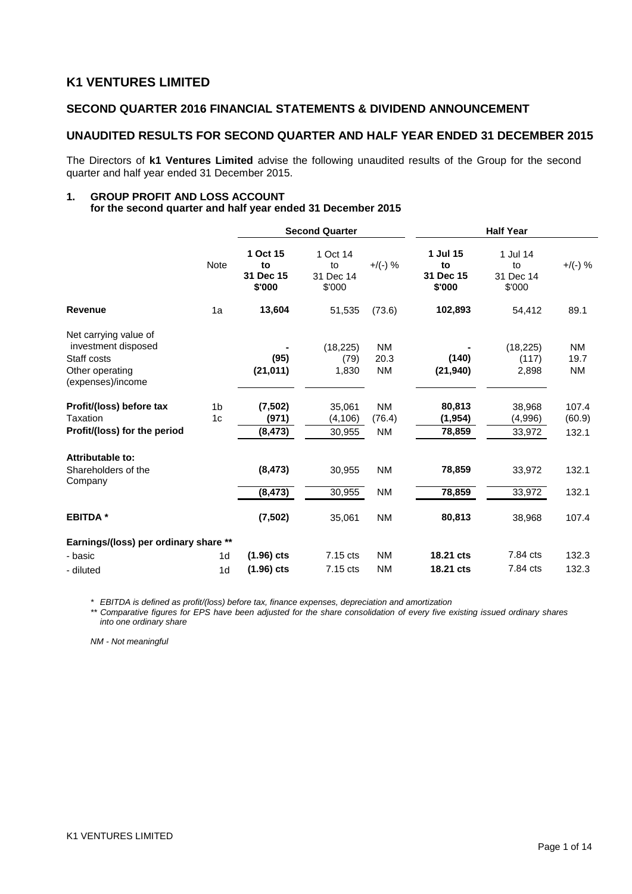# K1 VENTURES LIMITED

## SECOND QUARTER 2016 FINANCIAL STATEMENTS & DIVIDEND ANNOUNCEMENT

## UNAUDITED RESULTS FOR SECOND QUARTER AND HALF YEAR ENDED 31 DECEMBER 2015

The Directors of **k1 Ventures Limited** advise the following unaudited results of the Group for the second quarter and half year ended 31 December 2015.

### 1. GROUP PROFIT AND LOSS ACCOUNT
### for the second quarter and half year ended 31 December 2015

| | | Second Quarter | | | Half Year | | |
|---|---|---|---|---|---|---|---|
| | Note | **1 Oct 15 to 31 Dec 15 $'000** | 1 Oct 14 to 31 Dec 14 $'000 | +/(-) % | **1 Jul 15 to 31 Dec 15 $'000** | 1 Jul 14 to 31 Dec 14 $'000 | +/(-) % |
| **Revenue** | 1a | **13,604** | 51,535 | (73.6) | **102,893** | 54,412 | 89.1 |
| Net carrying value of investment disposed | | **-** | (18,225) | NM | **-** | (18,225) | NM |
| Staff costs | | **(95)** | (79) | 20.3 | **(140)** | (117) | 19.7 |
| Other operating (expenses)/income | | **(21,011)** | 1,830 | NM | **(21,940)** | 2,898 | NM |
| **Profit/(loss) before tax** | 1b | **(7,502)** | 35,061 | NM | **80,813** | 38,968 | 107.4 |
| Taxation | 1c | **(971)** | (4,106) | (76.4) | **(1,954)** | (4,996) | (60.9) |
| **Profit/(loss) for the period** | | **(8,473)** | 30,955 | NM | **78,859** | 33,972 | 132.1 |
| **Attributable to:** | | | | | | | |
| Shareholders of the Company | | **(8,473)** | 30,955 | NM | **78,859** | 33,972 | 132.1 |
| | | **(8,473)** | 30,955 | NM | **78,859** | 33,972 | 132.1 |
| **EBITDA \*** | | **(7,502)** | 35,061 | NM | **80,813** | 38,968 | 107.4 |
| **Earnings/(loss) per ordinary share \*\*** | | | | | | | |
| - basic | 1d | **(1.96) cts** | 7.15 cts | NM | **18.21 cts** | 7.84 cts | 132.3 |
| - diluted | 1d | **(1.96) cts** | 7.15 cts | NM | **18.21 cts** | 7.84 cts | 132.3 |

*\* EBITDA is defined as profit/(loss) before tax, finance expenses, depreciation and amortization*

*\*\* Comparative figures for EPS have been adjusted for the share consolidation of every five existing issued ordinary shares into one ordinary share*

*NM - Not meaningful*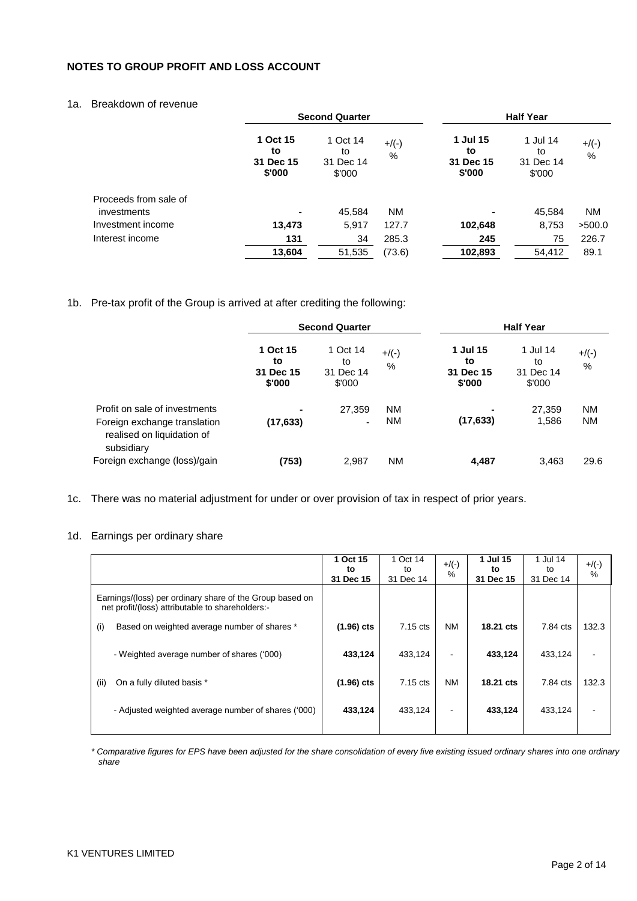## NOTES TO GROUP PROFIT AND LOSS ACCOUNT

1a. Breakdown of revenue

| | Second Quarter | | | Half Year | | |
|---|---|---|---|---|---|---|
| | **1 Oct 15 to 31 Dec 15 $'000** | 1 Oct 14 to 31 Dec 14 $'000 | +/(-) % | **1 Jul 15 to 31 Dec 15 $'000** | 1 Jul 14 to 31 Dec 14 $'000 | +/(-) % |
| Proceeds from sale of investments | **-** | 45,584 | NM | **-** | 45,584 | NM |
| Investment income | **13,473** | 5,917 | 127.7 | **102,648** | 8,753 | >500.0 |
| Interest income | **131** | 34 | 285.3 | **245** | 75 | 226.7 |
| | **13,604** | 51,535 | (73.6) | **102,893** | 54,412 | 89.1 |

1b. Pre-tax profit of the Group is arrived at after crediting the following:

| | Second Quarter | | | Half Year | | |
|---|---|---|---|---|---|---|
| | **1 Oct 15 to 31 Dec 15 $'000** | 1 Oct 14 to 31 Dec 14 $'000 | +/(-) % | **1 Jul 15 to 31 Dec 15 $'000** | 1 Jul 14 to 31 Dec 14 $'000 | +/(-) % |
| Profit on sale of investments | **-** | 27,359 | NM | **-** | 27,359 | NM |
| Foreign exchange translation realised on liquidation of subsidiary | **(17,633)** | - | NM | **(17,633)** | 1,586 | NM |
| Foreign exchange (loss)/gain | **(753)** | 2,987 | NM | **4,487** | 3,463 | 29.6 |

1c. There was no material adjustment for under or over provision of tax in respect of prior years.

1d. Earnings per ordinary share

| | **1 Oct 15 to 31 Dec 15** | 1 Oct 14 to 31 Dec 14 | +/(-) % | **1 Jul 15 to 31 Dec 15** | 1 Jul 14 to 31 Dec 14 | +/(-) % |
|---|---|---|---|---|---|---|
| Earnings/(loss) per ordinary share of the Group based on net profit/(loss) attributable to shareholders:- | | | | | | |
| (i) Based on weighted average number of shares * | **(1.96) cts** | 7.15 cts | NM | **18.21 cts** | 7.84 cts | 132.3 |
| - Weighted average number of shares ('000) | **433,124** | 433,124 | - | **433,124** | 433,124 | - |
| (ii) On a fully diluted basis * | **(1.96) cts** | 7.15 cts | NM | **18.21 cts** | 7.84 cts | 132.3 |
| - Adjusted weighted average number of shares ('000) | **433,124** | 433,124 | - | **433,124** | 433,124 | - |

*\* Comparative figures for EPS have been adjusted for the share consolidation of every five existing issued ordinary shares into one ordinary share*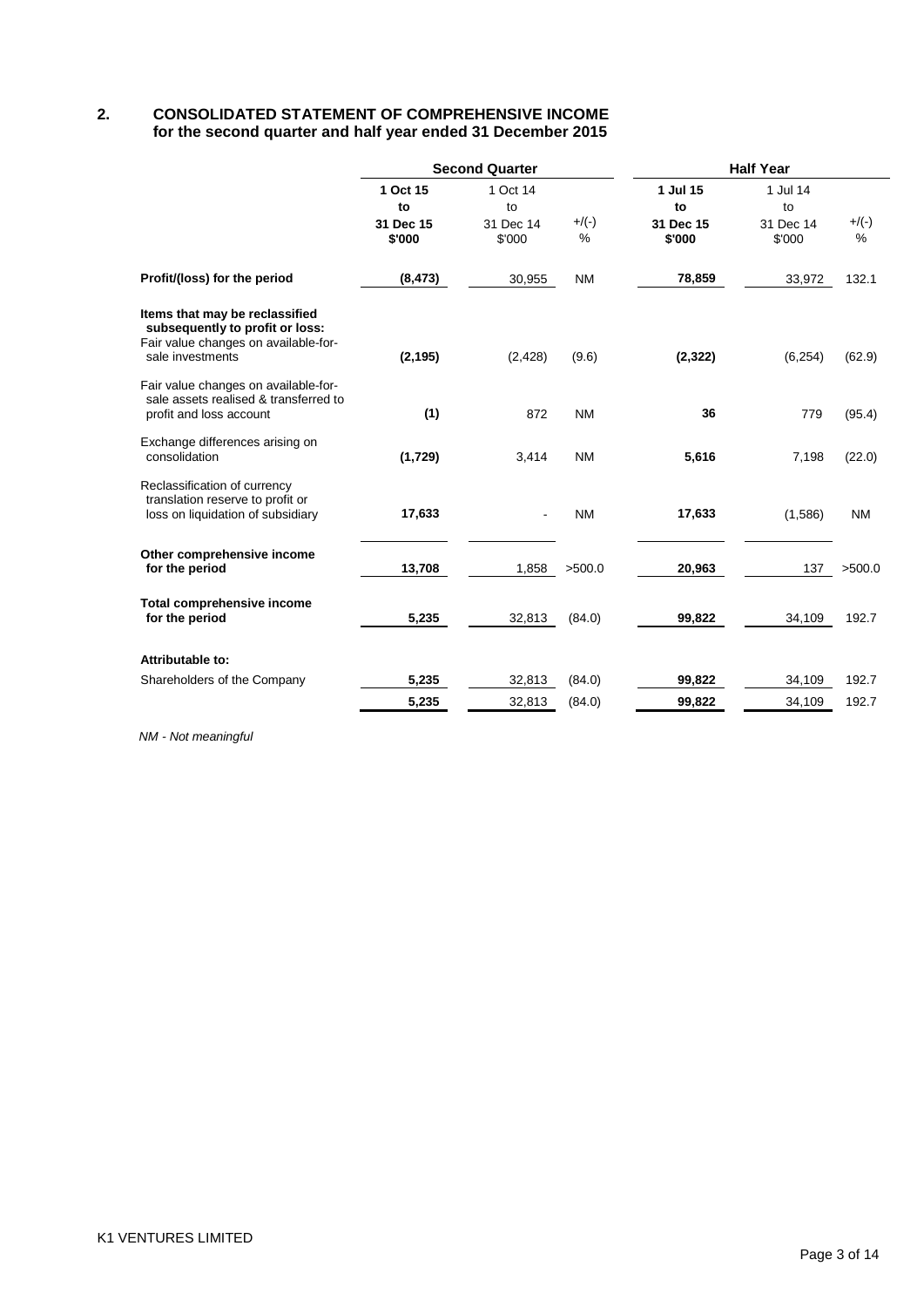## 2. CONSOLIDATED STATEMENT OF COMPREHENSIVE INCOME for the second quarter and half year ended 31 December 2015

| | Second Quarter | | | Half Year | | |
|---|---|---|---|---|---|---|
| | **1 Oct 15 to 31 Dec 15 $'000** | 1 Oct 14 to 31 Dec 14 $'000 | +/(-) % | **1 Jul 15 to 31 Dec 15 $'000** | 1 Jul 14 to 31 Dec 14 $'000 | +/(-) % |
| **Profit/(loss) for the period** | **(8,473)** | 30,955 | NM | **78,859** | 33,972 | 132.1 |
| **Items that may be reclassified subsequently to profit or loss:** | | | | | | |
| Fair value changes on available-for-sale investments | **(2,195)** | (2,428) | (9.6) | **(2,322)** | (6,254) | (62.9) |
| Fair value changes on available-for-sale assets realised & transferred to profit and loss account | **(1)** | 872 | NM | **36** | 779 | (95.4) |
| Exchange differences arising on consolidation | **(1,729)** | 3,414 | NM | **5,616** | 7,198 | (22.0) |
| Reclassification of currency translation reserve to profit or loss on liquidation of subsidiary | **17,633** | - | NM | **17,633** | (1,586) | NM |
| **Other comprehensive income for the period** | **13,708** | 1,858 | >500.0 | **20,963** | 137 | >500.0 |
| **Total comprehensive income for the period** | **5,235** | 32,813 | (84.0) | **99,822** | 34,109 | 192.7 |
| **Attributable to:** | | | | | | |
| Shareholders of the Company | **5,235** | 32,813 | (84.0) | **99,822** | 34,109 | 192.7 |
| | **5,235** | 32,813 | (84.0) | **99,822** | 34,109 | 192.7 |

*NM - Not meaningful*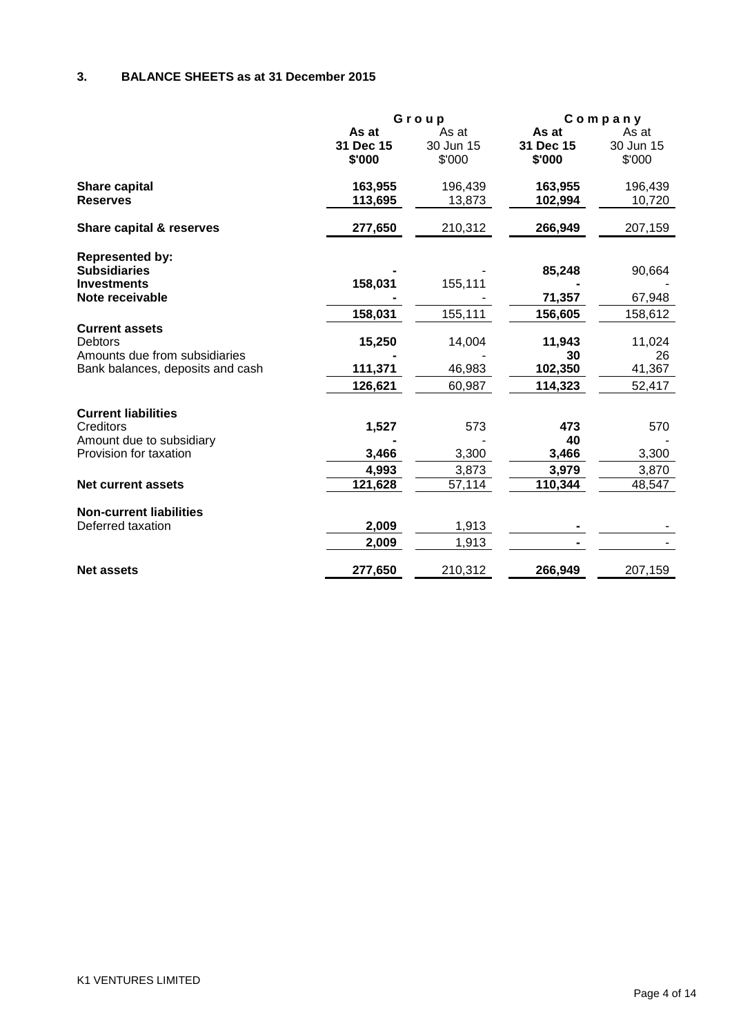## 3. BALANCE SHEETS as at 31 December 2015

| | Group | | Company | |
|---|---|---|---|---|
| | **As at 31 Dec 15 $'000** | As at 30 Jun 15 $'000 | **As at 31 Dec 15 $'000** | As at 30 Jun 15 $'000 |
| **Share capital** | **163,955** | 196,439 | **163,955** | 196,439 |
| **Reserves** | **113,695** | 13,873 | **102,994** | 10,720 |
| **Share capital & reserves** | **277,650** | 210,312 | **266,949** | 207,159 |
| **Represented by:** | | | | |
| **Subsidiaries** | **-** | - | **85,248** | 90,664 |
| **Investments** | **158,031** | 155,111 | **-** | - |
| **Note receivable** | **-** | - | **71,357** | 67,948 |
| | **158,031** | 155,111 | **156,605** | 158,612 |
| **Current assets** | | | | |
| Debtors | **15,250** | 14,004 | **11,943** | 11,024 |
| Amounts due from subsidiaries | **-** | - | **30** | 26 |
| Bank balances, deposits and cash | **111,371** | 46,983 | **102,350** | 41,367 |
| | **126,621** | 60,987 | **114,323** | 52,417 |
| **Current liabilities** | | | | |
| Creditors | **1,527** | 573 | **473** | 570 |
| Amount due to subsidiary | **-** | - | **40** | - |
| Provision for taxation | **3,466** | 3,300 | **3,466** | 3,300 |
| | **4,993** | 3,873 | **3,979** | 3,870 |
| **Net current assets** | **121,628** | 57,114 | **110,344** | 48,547 |
| **Non-current liabilities** | | | | |
| Deferred taxation | **2,009** | 1,913 | **-** | - |
| | **2,009** | 1,913 | **-** | - |
| **Net assets** | **277,650** | 210,312 | **266,949** | 207,159 |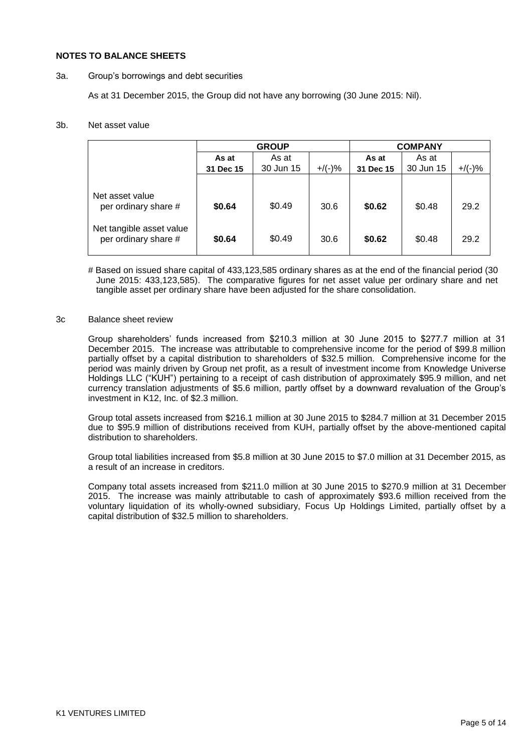**NOTES TO BALANCE SHEETS**

3a. Group's borrowings and debt securities

As at 31 December 2015, the Group did not have any borrowing (30 June 2015: Nil).

3b. Net asset value

| | GROUP | | | COMPANY | | |
|---|---|---|---|---|---|---|
| | **As at 31 Dec 15** | As at 30 Jun 15 | +/(-)% | **As at 31 Dec 15** | As at 30 Jun 15 | +/(-)% |
| Net asset value per ordinary share # | **$0.64** | $0.49 | 30.6 | **$0.62** | $0.48 | 29.2 |
| Net tangible asset value per ordinary share # | **$0.64** | $0.49 | 30.6 | **$0.62** | $0.48 | 29.2 |

# Based on issued share capital of 433,123,585 ordinary shares as at the end of the financial period (30 June 2015: 433,123,585). The comparative figures for net asset value per ordinary share and net tangible asset per ordinary share have been adjusted for the share consolidation.

3c Balance sheet review

Group shareholders' funds increased from $210.3 million at 30 June 2015 to $277.7 million at 31 December 2015. The increase was attributable to comprehensive income for the period of $99.8 million partially offset by a capital distribution to shareholders of $32.5 million. Comprehensive income for the period was mainly driven by Group net profit, as a result of investment income from Knowledge Universe Holdings LLC ("KUH") pertaining to a receipt of cash distribution of approximately $95.9 million, and net currency translation adjustments of $5.6 million, partly offset by a downward revaluation of the Group's investment in K12, Inc. of $2.3 million.

Group total assets increased from $216.1 million at 30 June 2015 to $284.7 million at 31 December 2015 due to $95.9 million of distributions received from KUH, partially offset by the above-mentioned capital distribution to shareholders.

Group total liabilities increased from $5.8 million at 30 June 2015 to $7.0 million at 31 December 2015, as a result of an increase in creditors.

Company total assets increased from $211.0 million at 30 June 2015 to $270.9 million at 31 December 2015. The increase was mainly attributable to cash of approximately $93.6 million received from the voluntary liquidation of its wholly-owned subsidiary, Focus Up Holdings Limited, partially offset by a capital distribution of $32.5 million to shareholders.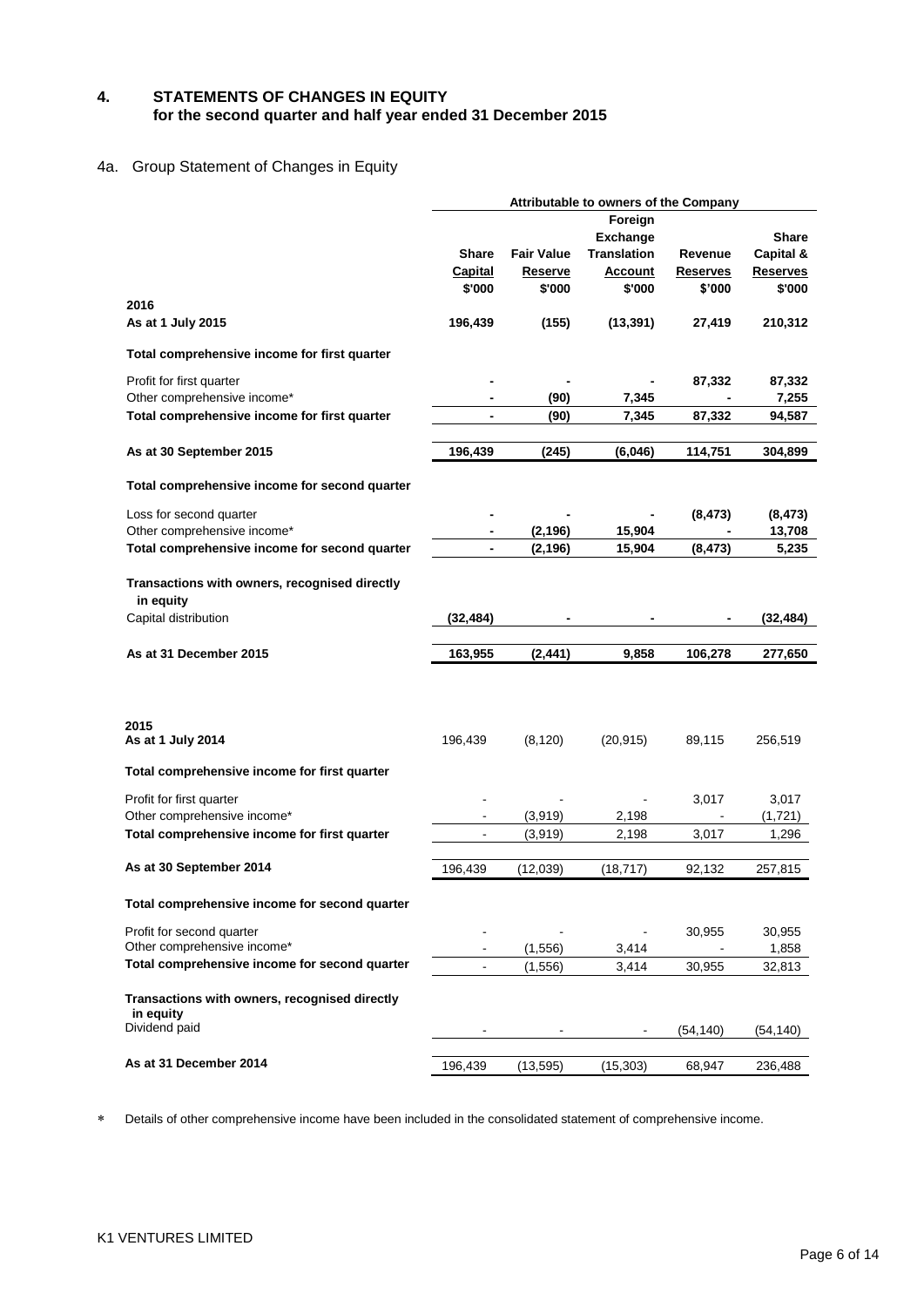## 4. STATEMENTS OF CHANGES IN EQUITY
### for the second quarter and half year ended 31 December 2015

### 4a. Group Statement of Changes in Equity

| | Attributable to owners of the Company | | | | |
|---|---|---|---|---|---|
| | **Share Capital** | **Fair Value Reserve** | **Foreign Exchange Translation Account** | **Revenue Reserves** | **Share Capital & Reserves** |
| | **\$'000** | **\$'000** | **\$'000** | **\$'000** | **\$'000** |
| **2016** | | | | | |
| **As at 1 July 2015** | **196,439** | **(155)** | **(13,391)** | **27,419** | **210,312** |
| **Total comprehensive income for first quarter** | | | | | |
| Profit for first quarter | **-** | **-** | **-** | **87,332** | **87,332** |
| Other comprehensive income* | **-** | **(90)** | **7,345** | **-** | **7,255** |
| **Total comprehensive income for first quarter** | **-** | **(90)** | **7,345** | **87,332** | **94,587** |
| **As at 30 September 2015** | **196,439** | **(245)** | **(6,046)** | **114,751** | **304,899** |
| **Total comprehensive income for second quarter** | | | | | |
| Loss for second quarter | **-** | **-** | **-** | **(8,473)** | **(8,473)** |
| Other comprehensive income* | **-** | **(2,196)** | **15,904** | **-** | **13,708** |
| **Total comprehensive income for second quarter** | **-** | **(2,196)** | **15,904** | **(8,473)** | **5,235** |
| **Transactions with owners, recognised directly in equity** | | | | | |
| Capital distribution | **(32,484)** | **-** | **-** | **-** | **(32,484)** |
| **As at 31 December 2015** | **163,955** | **(2,441)** | **9,858** | **106,278** | **277,650** |
| | | | | | |
| **2015** | | | | | |
| **As at 1 July 2014** | 196,439 | (8,120) | (20,915) | 89,115 | 256,519 |
| **Total comprehensive income for first quarter** | | | | | |
| Profit for first quarter | - | - | - | 3,017 | 3,017 |
| Other comprehensive income* | - | (3,919) | 2,198 | - | (1,721) |
| **Total comprehensive income for first quarter** | - | (3,919) | 2,198 | 3,017 | 1,296 |
| **As at 30 September 2014** | 196,439 | (12,039) | (18,717) | 92,132 | 257,815 |
| **Total comprehensive income for second quarter** | | | | | |
| Profit for second quarter | - | - | - | 30,955 | 30,955 |
| Other comprehensive income* | - | (1,556) | 3,414 | - | 1,858 |
| **Total comprehensive income for second quarter** | - | (1,556) | 3,414 | 30,955 | 32,813 |
| **Transactions with owners, recognised directly in equity** | | | | | |
| Dividend paid | - | - | - | (54,140) | (54,140) |
| **As at 31 December 2014** | 196,439 | (13,595) | (15,303) | 68,947 | 236,488 |

\* Details of other comprehensive income have been included in the consolidated statement of comprehensive income.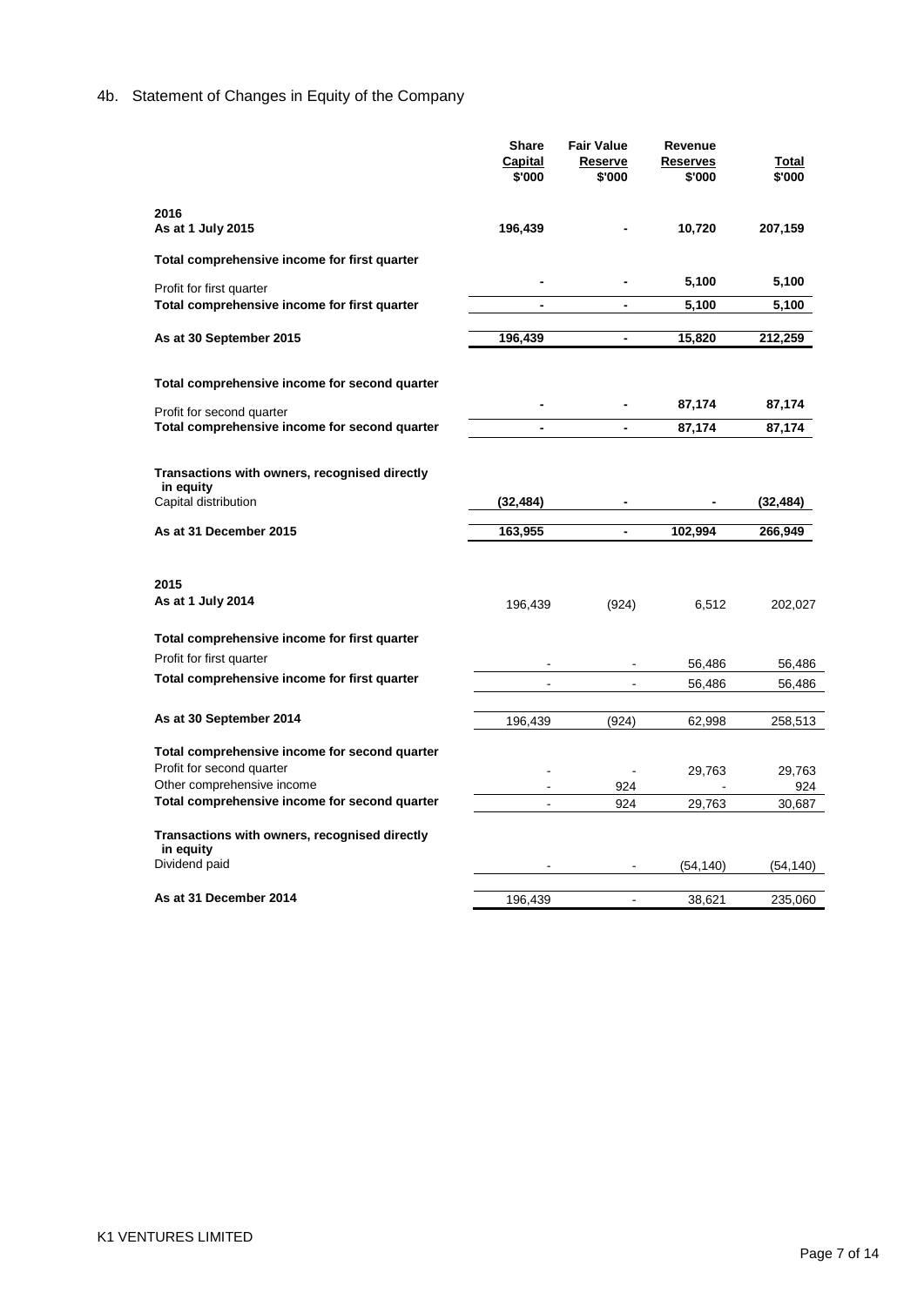## 4b. Statement of Changes in Equity of the Company

| | Share Capital $'000 | Fair Value Reserve $'000 | Revenue Reserves $'000 | Total $'000 |
|---|---|---|---|---|
| **2016** | | | | |
| **As at 1 July 2015** | **196,439** | **-** | **10,720** | **207,159** |
| **Total comprehensive income for first quarter** | | | | |
| Profit for first quarter | **-** | **-** | **5,100** | **5,100** |
| **Total comprehensive income for first quarter** | **-** | **-** | **5,100** | **5,100** |
| **As at 30 September 2015** | **196,439** | **-** | **15,820** | **212,259** |
| **Total comprehensive income for second quarter** | | | | |
| Profit for second quarter | **-** | **-** | **87,174** | **87,174** |
| **Total comprehensive income for second quarter** | **-** | **-** | **87,174** | **87,174** |
| **Transactions with owners, recognised directly in equity** | | | | |
| Capital distribution | **(32,484)** | **-** | **-** | **(32,484)** |
| **As at 31 December 2015** | **163,955** | **-** | **102,994** | **266,949** |
| **2015** | | | | |
| **As at 1 July 2014** | 196,439 | (924) | 6,512 | 202,027 |
| **Total comprehensive income for first quarter** | | | | |
| Profit for first quarter | - | - | 56,486 | 56,486 |
| **Total comprehensive income for first quarter** | - | - | 56,486 | 56,486 |
| **As at 30 September 2014** | 196,439 | (924) | 62,998 | 258,513 |
| **Total comprehensive income for second quarter** | | | | |
| Profit for second quarter | - | - | 29,763 | 29,763 |
| Other comprehensive income | - | 924 | - | 924 |
| **Total comprehensive income for second quarter** | - | 924 | 29,763 | 30,687 |
| **Transactions with owners, recognised directly in equity** | | | | |
| Dividend paid | - | - | (54,140) | (54,140) |
| **As at 31 December 2014** | 196,439 | - | 38,621 | 235,060 |

K1 VENTURES LIMITED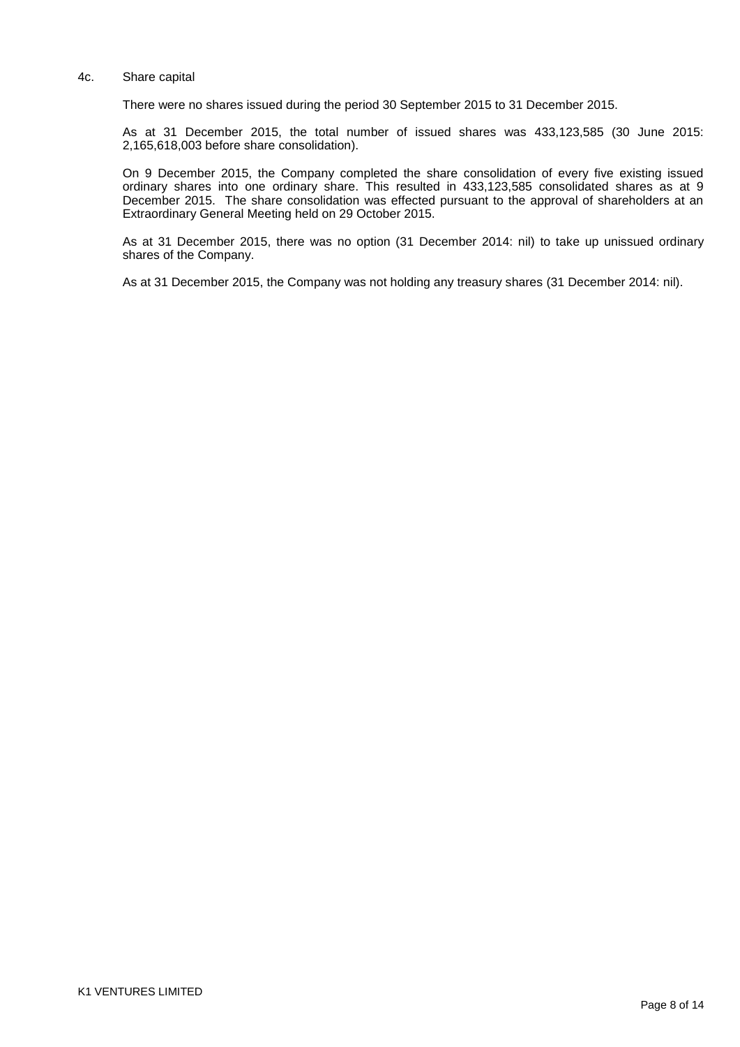## 4c. Share capital

There were no shares issued during the period 30 September 2015 to 31 December 2015.

As at 31 December 2015, the total number of issued shares was 433,123,585 (30 June 2015: 2,165,618,003 before share consolidation).

On 9 December 2015, the Company completed the share consolidation of every five existing issued ordinary shares into one ordinary share. This resulted in 433,123,585 consolidated shares as at 9 December 2015. The share consolidation was effected pursuant to the approval of shareholders at an Extraordinary General Meeting held on 29 October 2015.

As at 31 December 2015, there was no option (31 December 2014: nil) to take up unissued ordinary shares of the Company.

As at 31 December 2015, the Company was not holding any treasury shares (31 December 2014: nil).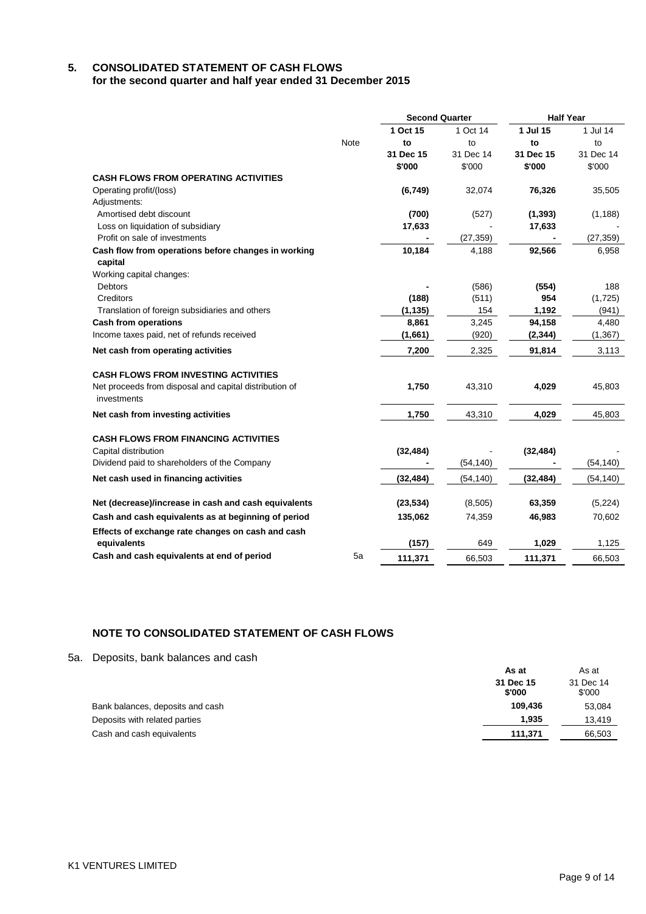## 5. CONSOLIDATED STATEMENT OF CASH FLOWS
### for the second quarter and half year ended 31 December 2015

| | Note | Second Quarter | | Half Year | |
|---|---|---|---|---|---|
| | | **1 Oct 15 to 31 Dec 15 $'000** | 1 Oct 14 to 31 Dec 14 $'000 | **1 Jul 15 to 31 Dec 15 $'000** | 1 Jul 14 to 31 Dec 14 $'000 |
| **CASH FLOWS FROM OPERATING ACTIVITIES** | | | | | |
| Operating profit/(loss) | | **(6,749)** | 32,074 | **76,326** | 35,505 |
| Adjustments: | | | | | |
| Amortised debt discount | | **(700)** | (527) | **(1,393)** | (1,188) |
| Loss on liquidation of subsidiary | | **17,633** | - | **17,633** | - |
| Profit on sale of investments | | **-** | (27,359) | **-** | (27,359) |
| **Cash flow from operations before changes in working capital** | | **10,184** | 4,188 | **92,566** | 6,958 |
| Working capital changes: | | | | | |
| Debtors | | **-** | (586) | **(554)** | 188 |
| Creditors | | **(188)** | (511) | **954** | (1,725) |
| Translation of foreign subsidiaries and others | | **(1,135)** | 154 | **1,192** | (941) |
| **Cash from operations** | | **8,861** | 3,245 | **94,158** | 4,480 |
| Income taxes paid, net of refunds received | | **(1,661)** | (920) | **(2,344)** | (1,367) |
| **Net cash from operating activities** | | **7,200** | 2,325 | **91,814** | 3,113 |
| **CASH FLOWS FROM INVESTING ACTIVITIES** | | | | | |
| Net proceeds from disposal and capital distribution of investments | | **1,750** | 43,310 | **4,029** | 45,803 |
| **Net cash from investing activities** | | **1,750** | 43,310 | **4,029** | 45,803 |
| **CASH FLOWS FROM FINANCING ACTIVITIES** | | | | | |
| Capital distribution | | **(32,484)** | - | **(32,484)** | - |
| Dividend paid to shareholders of the Company | | **-** | (54,140) | **-** | (54,140) |
| **Net cash used in financing activities** | | **(32,484)** | (54,140) | **(32,484)** | (54,140) |
| **Net (decrease)/increase in cash and cash equivalents** | | **(23,534)** | (8,505) | **63,359** | (5,224) |
| **Cash and cash equivalents as at beginning of period** | | **135,062** | 74,359 | **46,983** | 70,602 |
| **Effects of exchange rate changes on cash and cash equivalents** | | **(157)** | 649 | **1,029** | 1,125 |
| **Cash and cash equivalents at end of period** | 5a | **111,371** | 66,503 | **111,371** | 66,503 |

### NOTE TO CONSOLIDATED STATEMENT OF CASH FLOWS

5a. Deposits, bank balances and cash

| | **As at 31 Dec 15 $'000** | As at 31 Dec 14 $'000 |
|---|---|---|
| Bank balances, deposits and cash | **109,436** | 53,084 |
| Deposits with related parties | **1,935** | 13,419 |
| Cash and cash equivalents | **111,371** | 66,503 |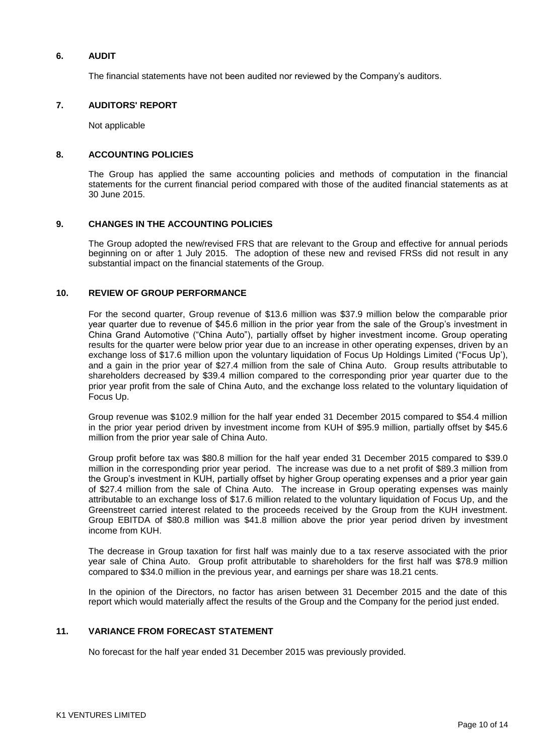## 6. AUDIT

The financial statements have not been audited nor reviewed by the Company's auditors.

## 7. AUDITORS' REPORT

Not applicable

## 8. ACCOUNTING POLICIES

The Group has applied the same accounting policies and methods of computation in the financial statements for the current financial period compared with those of the audited financial statements as at 30 June 2015.

## 9. CHANGES IN THE ACCOUNTING POLICIES

The Group adopted the new/revised FRS that are relevant to the Group and effective for annual periods beginning on or after 1 July 2015. The adoption of these new and revised FRSs did not result in any substantial impact on the financial statements of the Group.

## 10. REVIEW OF GROUP PERFORMANCE

For the second quarter, Group revenue of $13.6 million was $37.9 million below the comparable prior year quarter due to revenue of $45.6 million in the prior year from the sale of the Group's investment in China Grand Automotive ("China Auto"), partially offset by higher investment income. Group operating results for the quarter were below prior year due to an increase in other operating expenses, driven by an exchange loss of $17.6 million upon the voluntary liquidation of Focus Up Holdings Limited ("Focus Up'), and a gain in the prior year of $27.4 million from the sale of China Auto. Group results attributable to shareholders decreased by $39.4 million compared to the corresponding prior year quarter due to the prior year profit from the sale of China Auto, and the exchange loss related to the voluntary liquidation of Focus Up.

Group revenue was $102.9 million for the half year ended 31 December 2015 compared to $54.4 million in the prior year period driven by investment income from KUH of $95.9 million, partially offset by $45.6 million from the prior year sale of China Auto.

Group profit before tax was $80.8 million for the half year ended 31 December 2015 compared to $39.0 million in the corresponding prior year period. The increase was due to a net profit of $89.3 million from the Group's investment in KUH, partially offset by higher Group operating expenses and a prior year gain of $27.4 million from the sale of China Auto. The increase in Group operating expenses was mainly attributable to an exchange loss of $17.6 million related to the voluntary liquidation of Focus Up, and the Greenstreet carried interest related to the proceeds received by the Group from the KUH investment. Group EBITDA of $80.8 million was $41.8 million above the prior year period driven by investment income from KUH.

The decrease in Group taxation for first half was mainly due to a tax reserve associated with the prior year sale of China Auto. Group profit attributable to shareholders for the first half was $78.9 million compared to $34.0 million in the previous year, and earnings per share was 18.21 cents.

In the opinion of the Directors, no factor has arisen between 31 December 2015 and the date of this report which would materially affect the results of the Group and the Company for the period just ended.

## 11. VARIANCE FROM FORECAST STATEMENT

No forecast for the half year ended 31 December 2015 was previously provided.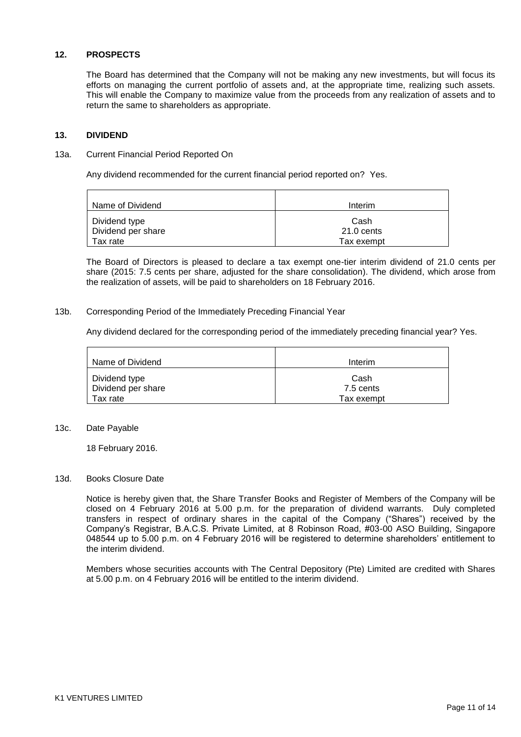## 12. PROSPECTS

The Board has determined that the Company will not be making any new investments, but will focus its efforts on managing the current portfolio of assets and, at the appropriate time, realizing such assets. This will enable the Company to maximize value from the proceeds from any realization of assets and to return the same to shareholders as appropriate.

## 13. DIVIDEND

### 13a. Current Financial Period Reported On

Any dividend recommended for the current financial period reported on? Yes.

| Name of Dividend | Interim |
|---|---|
| Dividend type | Cash |
| Dividend per share | 21.0 cents |
| Tax rate | Tax exempt |

The Board of Directors is pleased to declare a tax exempt one-tier interim dividend of 21.0 cents per share (2015: 7.5 cents per share, adjusted for the share consolidation). The dividend, which arose from the realization of assets, will be paid to shareholders on 18 February 2016.

### 13b. Corresponding Period of the Immediately Preceding Financial Year

Any dividend declared for the corresponding period of the immediately preceding financial year? Yes.

| Name of Dividend | Interim |
|---|---|
| Dividend type | Cash |
| Dividend per share | 7.5 cents |
| Tax rate | Tax exempt |

### 13c. Date Payable

18 February 2016.

### 13d. Books Closure Date

Notice is hereby given that, the Share Transfer Books and Register of Members of the Company will be closed on 4 February 2016 at 5.00 p.m. for the preparation of dividend warrants. Duly completed transfers in respect of ordinary shares in the capital of the Company ("Shares") received by the Company's Registrar, B.A.C.S. Private Limited, at 8 Robinson Road, #03-00 ASO Building, Singapore 048544 up to 5.00 p.m. on 4 February 2016 will be registered to determine shareholders' entitlement to the interim dividend.

Members whose securities accounts with The Central Depository (Pte) Limited are credited with Shares at 5.00 p.m. on 4 February 2016 will be entitled to the interim dividend.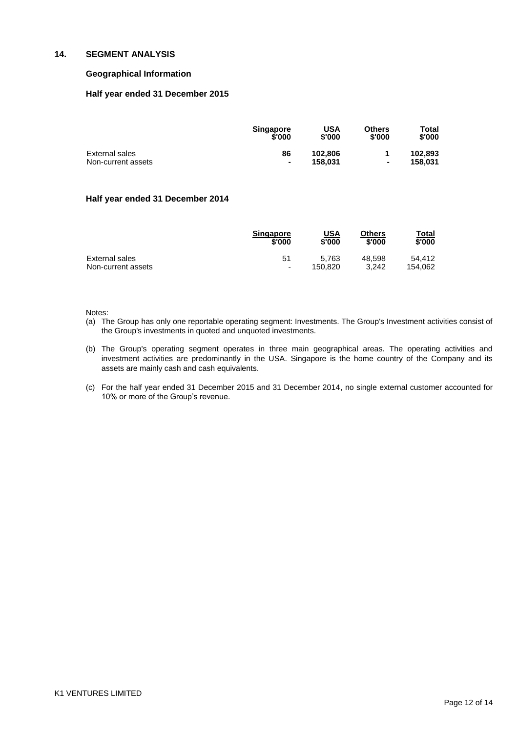## 14. SEGMENT ANALYSIS

### Geographical Information

### Half year ended 31 December 2015

| | Singapore $'000 | USA $'000 | Others $'000 | Total $'000 |
|---|---|---|---|---|
| External sales | **86** | **102,806** | **1** | **102,893** |
| Non-current assets | **-** | **158,031** | **-** | **158,031** |

### Half year ended 31 December 2014

| | Singapore $'000 | USA $'000 | Others $'000 | Total $'000 |
|---|---|---|---|---|
| External sales | 51 | 5,763 | 48,598 | 54,412 |
| Non-current assets | - | 150,820 | 3,242 | 154,062 |

Notes:

(a) The Group has only one reportable operating segment: Investments. The Group's Investment activities consist of the Group's investments in quoted and unquoted investments.

(b) The Group's operating segment operates in three main geographical areas. The operating activities and investment activities are predominantly in the USA. Singapore is the home country of the Company and its assets are mainly cash and cash equivalents.

(c) For the half year ended 31 December 2015 and 31 December 2014, no single external customer accounted for 10% or more of the Group's revenue.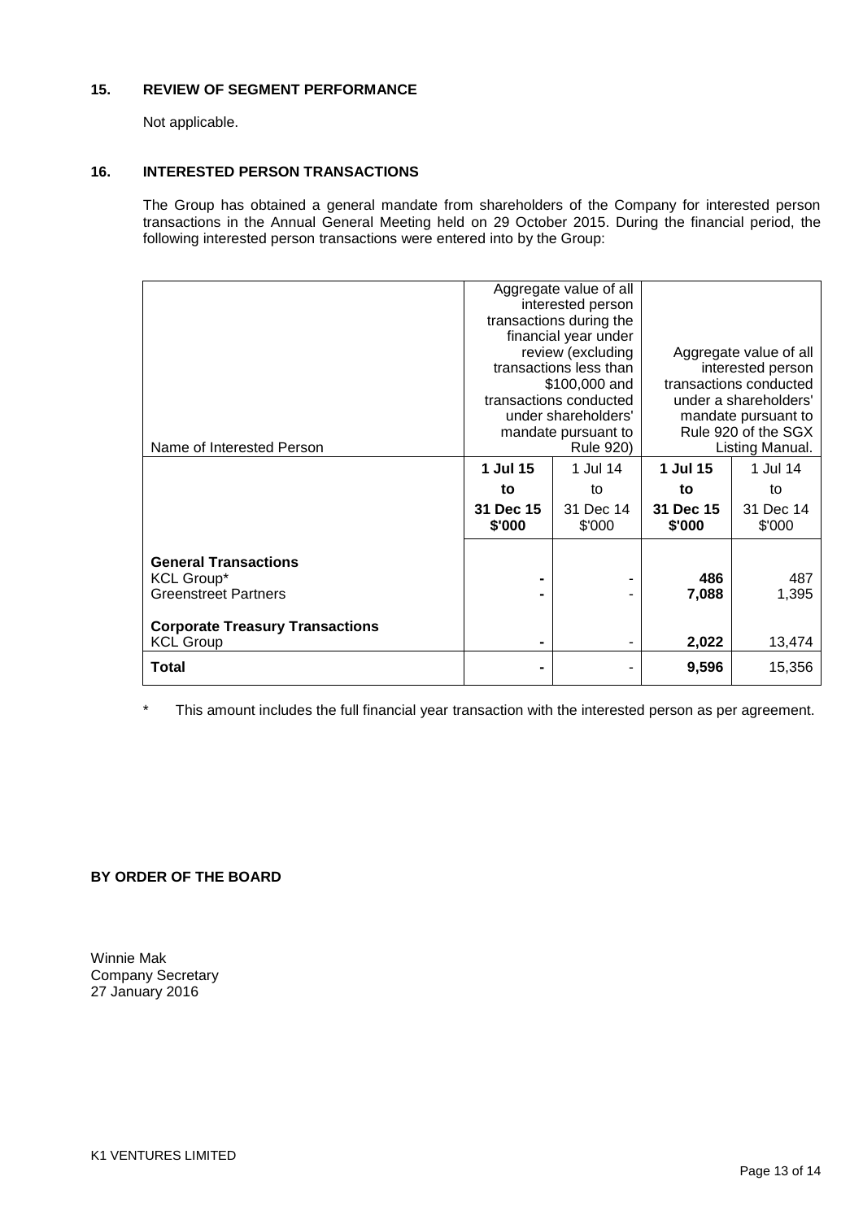## 15. REVIEW OF SEGMENT PERFORMANCE

Not applicable.

## 16. INTERESTED PERSON TRANSACTIONS

The Group has obtained a general mandate from shareholders of the Company for interested person transactions in the Annual General Meeting held on 29 October 2015. During the financial period, the following interested person transactions were entered into by the Group:

| Name of Interested Person | Aggregate value of all interested person transactions during the financial year under review (excluding transactions less than $100,000 and transactions conducted under shareholders' mandate pursuant to Rule 920) | | Aggregate value of all interested person transactions conducted under a shareholders' mandate pursuant to Rule 920 of the SGX Listing Manual. | |
|---|---|---|---|---|
| | **1 Jul 15 to 31 Dec 15 $'000** | 1 Jul 14 to 31 Dec 14 $'000 | **1 Jul 15 to 31 Dec 15 $'000** | 1 Jul 14 to 31 Dec 14 $'000 |
| **General Transactions** | | | | |
| KCL Group* | **-** | - | **486** | 487 |
| Greenstreet Partners | **-** | - | **7,088** | 1,395 |
| **Corporate Treasury Transactions** | | | | |
| KCL Group | **-** | - | **2,022** | 13,474 |
| **Total** | **-** | - | **9,596** | 15,356 |

\* This amount includes the full financial year transaction with the interested person as per agreement.

**BY ORDER OF THE BOARD**

Winnie Mak
Company Secretary
27 January 2016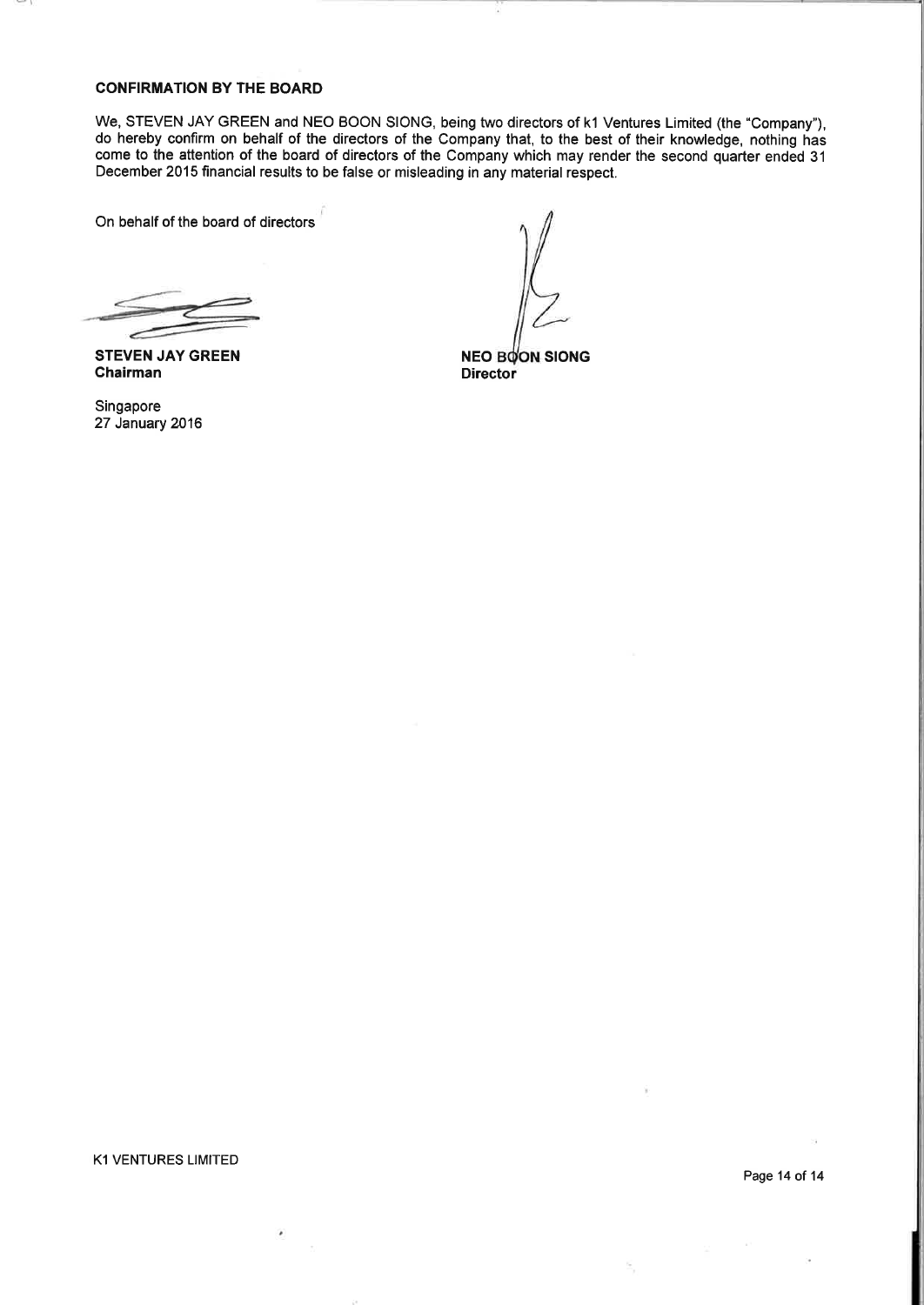**CONFIRMATION BY THE BOARD**

We, STEVEN JAY GREEN and NEO BOON SIONG, being two directors of k1 Ventures Limited (the "Company"), do hereby confirm on behalf of the directors of the Company that, to the best of their knowledge, nothing has come to the attention of the board of directors of the Company which may render the second quarter ended 31 December 2015 financial results to be false or misleading in any material respect.

On behalf of the board of directors

**STEVEN JAY GREEN**
**Chairman**

**NEO BOON SIONG**
**Director**

Singapore
27 January 2016